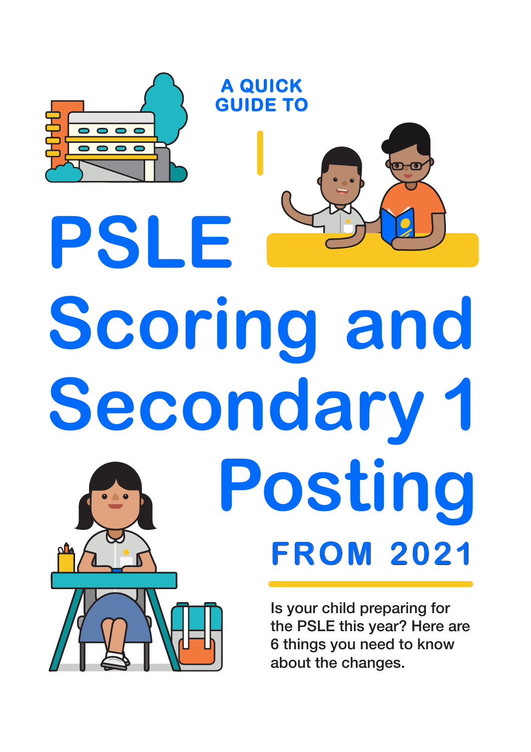A QUICK GUIDE TO

# PSLE Scoring and Secondary 1 Posting

## FROM 2021

Is your child preparing for the PSLE this year? Here are 6 things you need to know about the changes.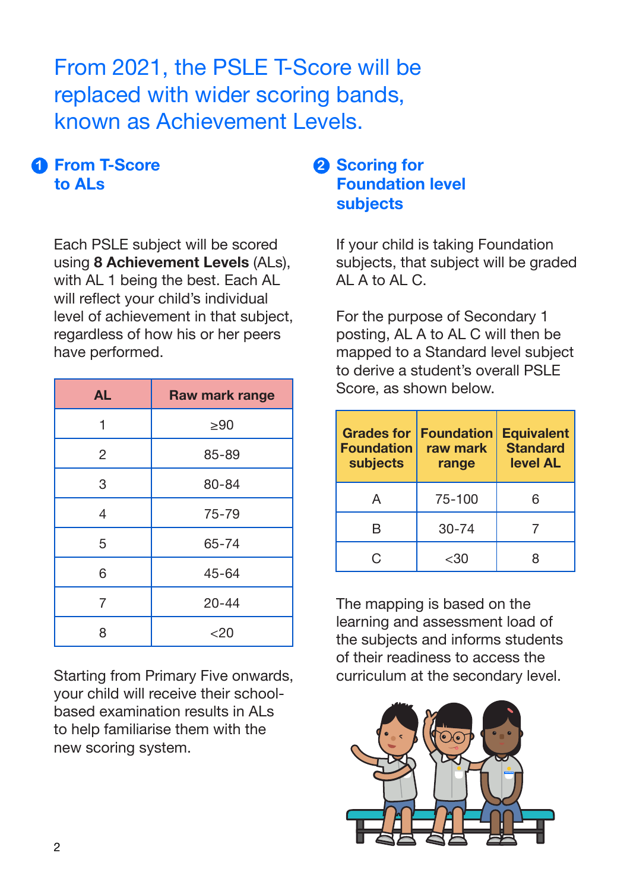# From 2021, the PSLE T-Score will be replaced with wider scoring bands, known as Achievement Levels.

## 1 From T-Score to ALs

Each PSLE subject will be scored using **8 Achievement Levels** (ALs), with AL 1 being the best. Each AL will reflect your child's individual level of achievement in that subject, regardless of how his or her peers have performed.

| AL | Raw mark range |
|---|---|
| 1 | ≥90 |
| 2 | 85-89 |
| 3 | 80-84 |
| 4 | 75-79 |
| 5 | 65-74 |
| 6 | 45-64 |
| 7 | 20-44 |
| 8 | <20 |

Starting from Primary Five onwards, your child will receive their school-based examination results in ALs to help familiarise them with the new scoring system.

## 2 Scoring for Foundation level subjects

If your child is taking Foundation subjects, that subject will be graded AL A to AL C.

For the purpose of Secondary 1 posting, AL A to AL C will then be mapped to a Standard level subject to derive a student's overall PSLE Score, as shown below.

| Grades for Foundation subjects | Foundation raw mark range | Equivalent Standard level AL |
|---|---|---|
| A | 75-100 | 6 |
| B | 30-74 | 7 |
| C | <30 | 8 |

The mapping is based on the learning and assessment load of the subjects and informs students of their readiness to access the curriculum at the secondary level.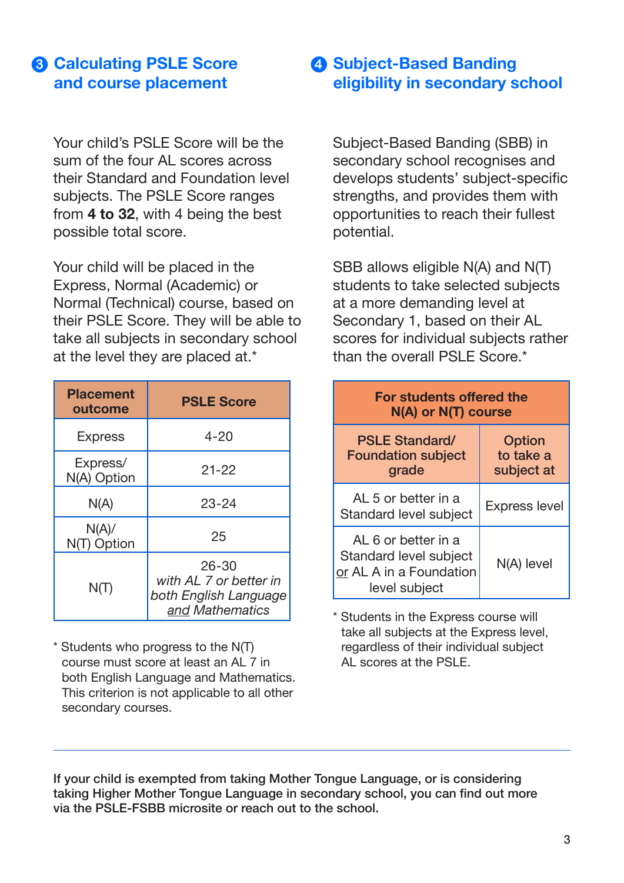## 3 Calculating PSLE Score and course placement

Your child's PSLE Score will be the sum of the four AL scores across their Standard and Foundation level subjects. The PSLE Score ranges from **4 to 32**, with 4 being the best possible total score.

Your child will be placed in the Express, Normal (Academic) or Normal (Technical) course, based on their PSLE Score. They will be able to take all subjects in secondary school at the level they are placed at.*

| Placement outcome | PSLE Score |
|---|---|
| Express | 4-20 |
| Express/ N(A) Option | 21-22 |
| N(A) | 23-24 |
| N(A)/ N(T) Option | 25 |
| N(T) | 26-30 *with AL 7 or better in both English Language and Mathematics* |

\* Students who progress to the N(T) course must score at least an AL 7 in both English Language and Mathematics. This criterion is not applicable to all other secondary courses.

## 4 Subject-Based Banding eligibility in secondary school

Subject-Based Banding (SBB) in secondary school recognises and develops students' subject-specific strengths, and provides them with opportunities to reach their fullest potential.

SBB allows eligible N(A) and N(T) students to take selected subjects at a more demanding level at Secondary 1, based on their AL scores for individual subjects rather than the overall PSLE Score.*

| For students offered the N(A) or N(T) course | |
|---|---|
| **PSLE Standard/ Foundation subject grade** | **Option to take a subject at** |
| AL 5 or better in a Standard level subject | Express level |
| AL 6 or better in a Standard level subject or AL A in a Foundation level subject | N(A) level |

\* Students in the Express course will take all subjects at the Express level, regardless of their individual subject AL scores at the PSLE.

---

**If your child is exempted from taking Mother Tongue Language, or is considering taking Higher Mother Tongue Language in secondary school, you can find out more via the PSLE-FSBB microsite or reach out to the school.**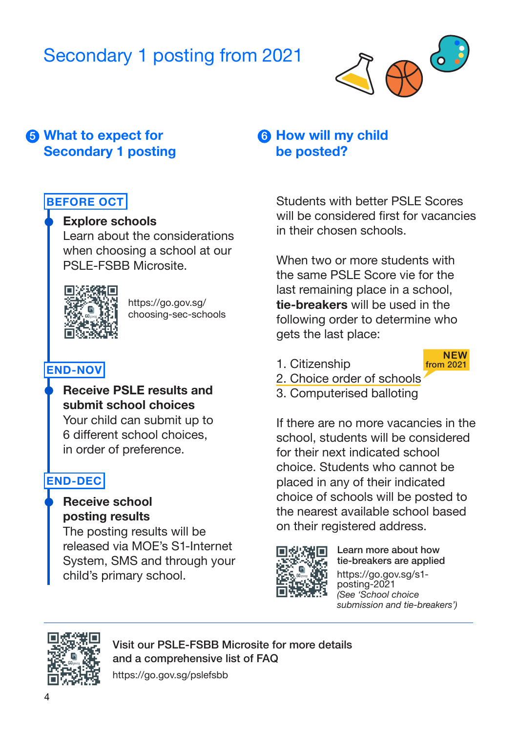# Secondary 1 posting from 2021

## 5 What to expect for Secondary 1 posting

**BEFORE OCT**

**Explore schools**
Learn about the considerations when choosing a school at our PSLE-FSBB Microsite.

https://go.gov.sg/choosing-sec-schools

**END-NOV**

**Receive PSLE results and submit school choices**
Your child can submit up to 6 different school choices, in order of preference.

**END-DEC**

**Receive school posting results**
The posting results will be released via MOE's S1-Internet System, SMS and through your child's primary school.

## 6 How will my child be posted?

Students with better PSLE Scores will be considered first for vacancies in their chosen schools.

When two or more students with the same PSLE Score vie for the last remaining place in a school, **tie-breakers** will be used in the following order to determine who gets the last place:

1. Citizenship
2. Choice order of schools (**NEW from 2021**)
3. Computerised balloting

If there are no more vacancies in the school, students will be considered for their next indicated school choice. Students who cannot be placed in any of their indicated choice of schools will be posted to the nearest available school based on their registered address.

Learn more about how tie-breakers are applied
https://go.gov.sg/s1-posting-2021
*(See 'School choice submission and tie-breakers')*

---

Visit our PSLE-FSBB Microsite for more details and a comprehensive list of FAQ
https://go.gov.sg/pslefsbb